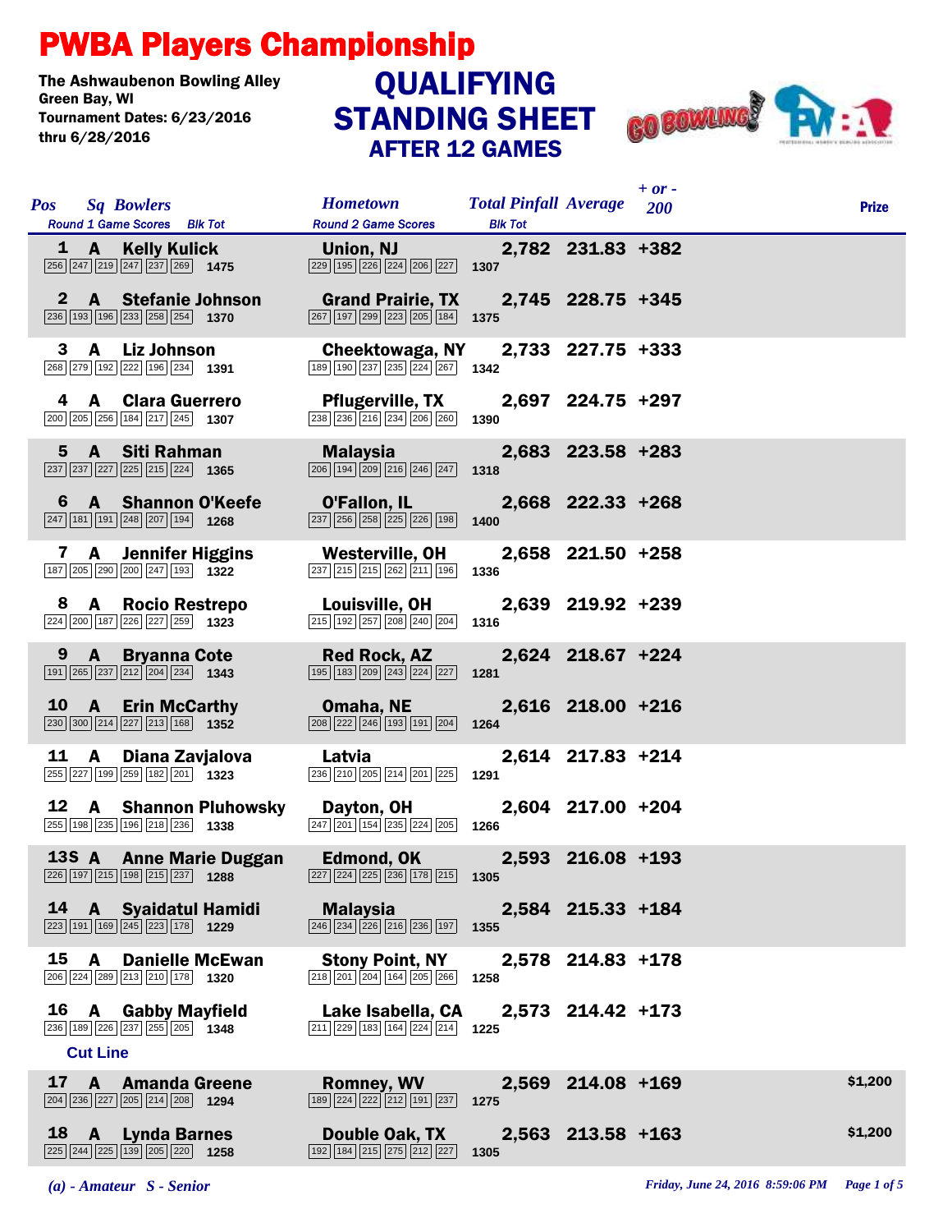# PWBA Players Championship

The Ashwaubenon Bowling Alley
Green Bay, WI
Tournament Dates: 6/23/2016 thru 6/28/2016

## QUALIFYING STANDING SHEET
### AFTER 12 GAMES

| Pos | Sq | Bowlers | Hometown | Total Pinfall | Average | + or - 200 | Prize |
|---|---|---|---|---|---|---|---|
| 1 | A | Kelly Kulick | Union, NJ | 2,782 | 231.83 | +382 | |
| | | 256 247 219 247 237 269 — 1475 | 229 195 226 224 206 227 — 1307 | | | | |
| 2 | A | Stefanie Johnson | Grand Prairie, TX | 2,745 | 228.75 | +345 | |
| | | 236 193 196 233 258 254 — 1370 | 267 197 299 223 205 184 — 1375 | | | | |
| 3 | A | Liz Johnson | Cheektowaga, NY | 2,733 | 227.75 | +333 | |
| | | 268 279 192 222 196 234 — 1391 | 189 190 237 235 224 267 — 1342 | | | | |
| 4 | A | Clara Guerrero | Pflugerville, TX | 2,697 | 224.75 | +297 | |
| | | 200 205 256 184 217 245 — 1307 | 238 236 216 234 206 260 — 1390 | | | | |
| 5 | A | Siti Rahman | Malaysia | 2,683 | 223.58 | +283 | |
| | | 237 237 227 225 215 224 — 1365 | 206 194 209 216 246 247 — 1318 | | | | |
| 6 | A | Shannon O'Keefe | O'Fallon, IL | 2,668 | 222.33 | +268 | |
| | | 247 181 191 248 207 194 — 1268 | 237 256 258 225 226 198 — 1400 | | | | |
| 7 | A | Jennifer Higgins | Westerville, OH | 2,658 | 221.50 | +258 | |
| | | 187 205 290 200 247 193 — 1322 | 237 215 215 262 211 196 — 1336 | | | | |
| 8 | A | Rocio Restrepo | Louisville, OH | 2,639 | 219.92 | +239 | |
| | | 224 200 187 226 227 259 — 1323 | 215 192 257 208 240 204 — 1316 | | | | |
| 9 | A | Bryanna Cote | Red Rock, AZ | 2,624 | 218.67 | +224 | |
| | | 191 265 237 212 204 234 — 1343 | 195 183 209 243 224 227 — 1281 | | | | |
| 10 | A | Erin McCarthy | Omaha, NE | 2,616 | 218.00 | +216 | |
| | | 230 300 214 227 213 168 — 1352 | 208 222 246 193 191 204 — 1264 | | | | |
| 11 | A | Diana Zavjalova | Latvia | 2,614 | 217.83 | +214 | |
| | | 255 227 199 259 182 201 — 1323 | 236 210 205 214 201 225 — 1291 | | | | |
| 12 | A | Shannon Pluhowsky | Dayton, OH | 2,604 | 217.00 | +204 | |
| | | 255 198 235 196 218 236 — 1338 | 247 201 154 235 224 205 — 1266 | | | | |
| 13S | A | Anne Marie Duggan | Edmond, OK | 2,593 | 216.08 | +193 | |
| | | 226 197 215 198 215 237 — 1288 | 227 224 225 236 178 215 — 1305 | | | | |
| 14 | A | Syaidatul Hamidi | Malaysia | 2,584 | 215.33 | +184 | |
| | | 223 191 169 245 223 178 — 1229 | 246 234 226 216 236 197 — 1355 | | | | |
| 15 | A | Danielle McEwan | Stony Point, NY | 2,578 | 214.83 | +178 | |
| | | 206 224 289 213 210 178 — 1320 | 218 201 204 164 205 266 — 1258 | | | | |
| 16 | A | Gabby Mayfield | Lake Isabella, CA | 2,573 | 214.42 | +173 | |
| | | 236 189 226 237 255 205 — 1348 | 211 229 183 164 224 214 — 1225 | | | | |
| **Cut Line** | | | | | | | |
| 17 | A | Amanda Greene | Romney, WV | 2,569 | 214.08 | +169 | $1,200 |
| | | 204 236 227 205 214 208 — 1294 | 189 224 222 212 191 237 — 1275 | | | | |
| 18 | A | Lynda Barnes | Double Oak, TX | 2,563 | 213.58 | +163 | $1,200 |
| | | 225 244 225 139 205 220 — 1258 | 192 184 215 275 212 227 — 1305 | | | | |

Columns for score rows: Round 1 Game Scores / Blk Tot; Round 2 Game Scores / Blk Tot

*(a) - Amateur S - Senior*

*Friday, June 24, 2016 8:59:06 PM*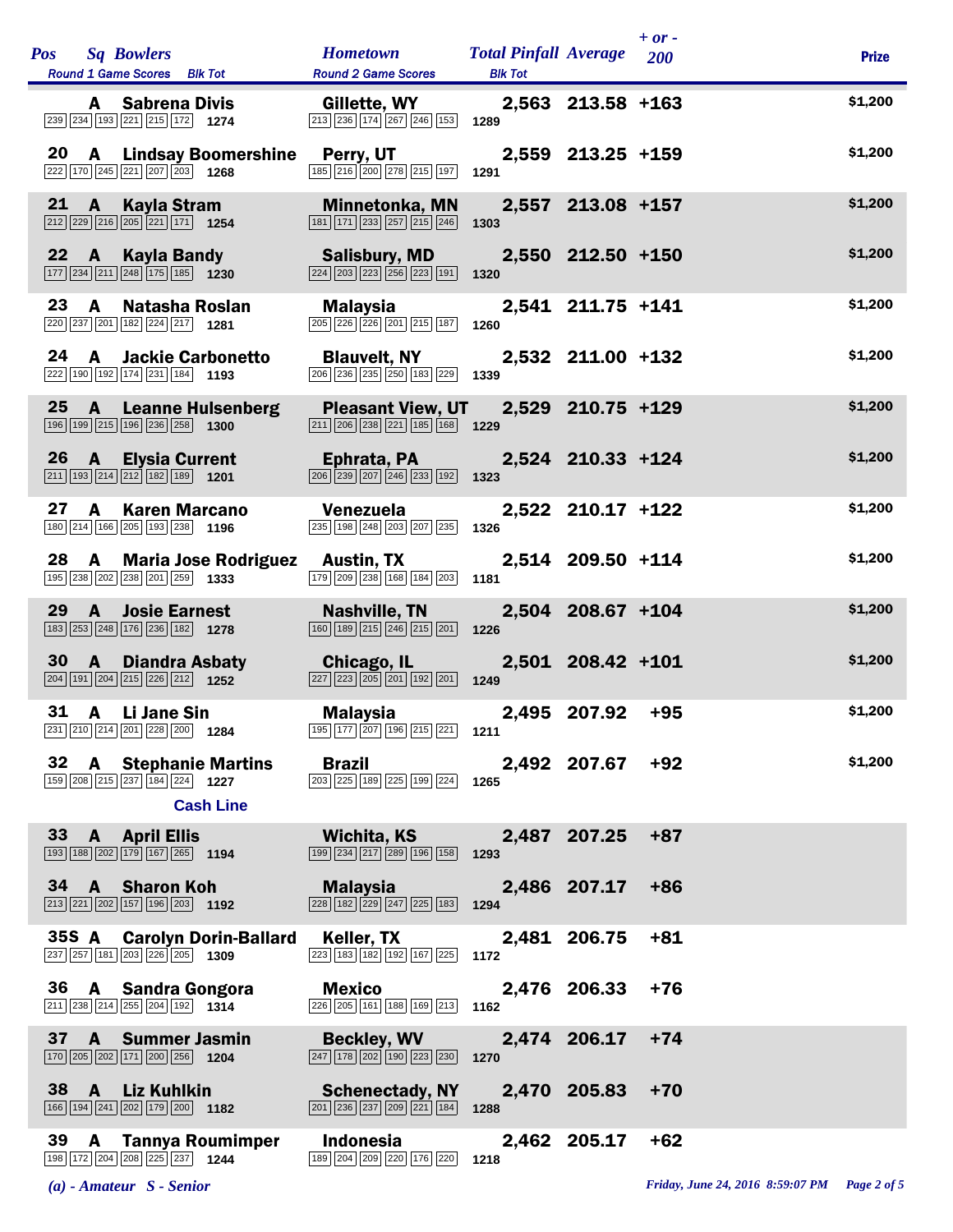| Pos | Sq | Bowlers | Round 1 Game Scores | Blk Tot | Hometown | Round 2 Game Scores | Blk Tot | Total Pinfall | Average | + or - 200 | Prize |
|---|---|---|---|---|---|---|---|---|---|---|---|
|  | A | Sabrena Divis | 239 234 193 221 215 172 | 1274 | Gillette, WY | 213 236 174 267 246 153 | 1289 | 2,563 | 213.58 | +163 | $1,200 |
| 20 | A | Lindsay Boomershine | 222 170 245 221 207 203 | 1268 | Perry, UT | 185 216 200 278 215 197 | 1291 | 2,559 | 213.25 | +159 | $1,200 |
| 21 | A | Kayla Stram | 212 229 216 205 221 171 | 1254 | Minnetonka, MN | 181 171 233 257 215 246 | 1303 | 2,557 | 213.08 | +157 | $1,200 |
| 22 | A | Kayla Bandy | 177 234 211 248 175 185 | 1230 | Salisbury, MD | 224 203 223 256 223 191 | 1320 | 2,550 | 212.50 | +150 | $1,200 |
| 23 | A | Natasha Roslan | 220 237 201 182 224 217 | 1281 | Malaysia | 205 226 226 201 215 187 | 1260 | 2,541 | 211.75 | +141 | $1,200 |
| 24 | A | Jackie Carbonetto | 222 190 192 174 231 184 | 1193 | Blauvelt, NY | 206 236 235 250 183 229 | 1339 | 2,532 | 211.00 | +132 | $1,200 |
| 25 | A | Leanne Hulsenberg | 196 199 215 196 236 258 | 1300 | Pleasant View, UT | 211 206 238 221 185 168 | 1229 | 2,529 | 210.75 | +129 | $1,200 |
| 26 | A | Elysia Current | 211 193 214 212 182 189 | 1201 | Ephrata, PA | 206 239 207 246 233 192 | 1323 | 2,524 | 210.33 | +124 | $1,200 |
| 27 | A | Karen Marcano | 180 214 166 205 193 238 | 1196 | Venezuela | 235 198 248 203 207 235 | 1326 | 2,522 | 210.17 | +122 | $1,200 |
| 28 | A | Maria Jose Rodriguez | 195 238 202 238 201 259 | 1333 | Austin, TX | 179 209 238 168 184 203 | 1181 | 2,514 | 209.50 | +114 | $1,200 |
| 29 | A | Josie Earnest | 183 253 248 176 236 182 | 1278 | Nashville, TN | 160 189 215 246 215 201 | 1226 | 2,504 | 208.67 | +104 | $1,200 |
| 30 | A | Diandra Asbaty | 204 191 204 215 226 212 | 1252 | Chicago, IL | 227 223 205 201 192 201 | 1249 | 2,501 | 208.42 | +101 | $1,200 |
| 31 | A | Li Jane Sin | 231 210 214 201 228 200 | 1284 | Malaysia | 195 177 207 196 215 221 | 1211 | 2,495 | 207.92 | +95 | $1,200 |
| 32 | A | Stephanie Martins | 159 208 215 237 184 224 | 1227 | Brazil | 203 225 189 225 199 224 | 1265 | 2,492 | 207.67 | +92 | $1,200 |
|  |  | **Cash Line** |  |  |  |  |  |  |  |  |  |
| 33 | A | April Ellis | 193 188 202 179 167 265 | 1194 | Wichita, KS | 199 234 217 289 196 158 | 1293 | 2,487 | 207.25 | +87 |  |
| 34 | A | Sharon Koh | 213 221 202 157 196 203 | 1192 | Malaysia | 228 182 229 247 225 183 | 1294 | 2,486 | 207.17 | +86 |  |
| 35S | A | Carolyn Dorin-Ballard | 237 257 181 203 226 205 | 1309 | Keller, TX | 223 183 182 192 167 225 | 1172 | 2,481 | 206.75 | +81 |  |
| 36 | A | Sandra Gongora | 211 238 214 255 204 192 | 1314 | Mexico | 226 205 161 188 169 213 | 1162 | 2,476 | 206.33 | +76 |  |
| 37 | A | Summer Jasmin | 170 205 202 171 200 256 | 1204 | Beckley, WV | 247 178 202 190 223 230 | 1270 | 2,474 | 206.17 | +74 |  |
| 38 | A | Liz Kuhlkin | 166 194 241 202 179 200 | 1182 | Schenectady, NY | 201 236 237 209 221 184 | 1288 | 2,470 | 205.83 | +70 |  |
| 39 | A | Tannya Roumimper | 198 172 204 208 225 237 | 1244 | Indonesia | 189 204 209 220 176 220 | 1218 | 2,462 | 205.17 | +62 |  |

*(a) - Amateur S - Senior*

*Friday, June 24, 2016 8:59:07 PM*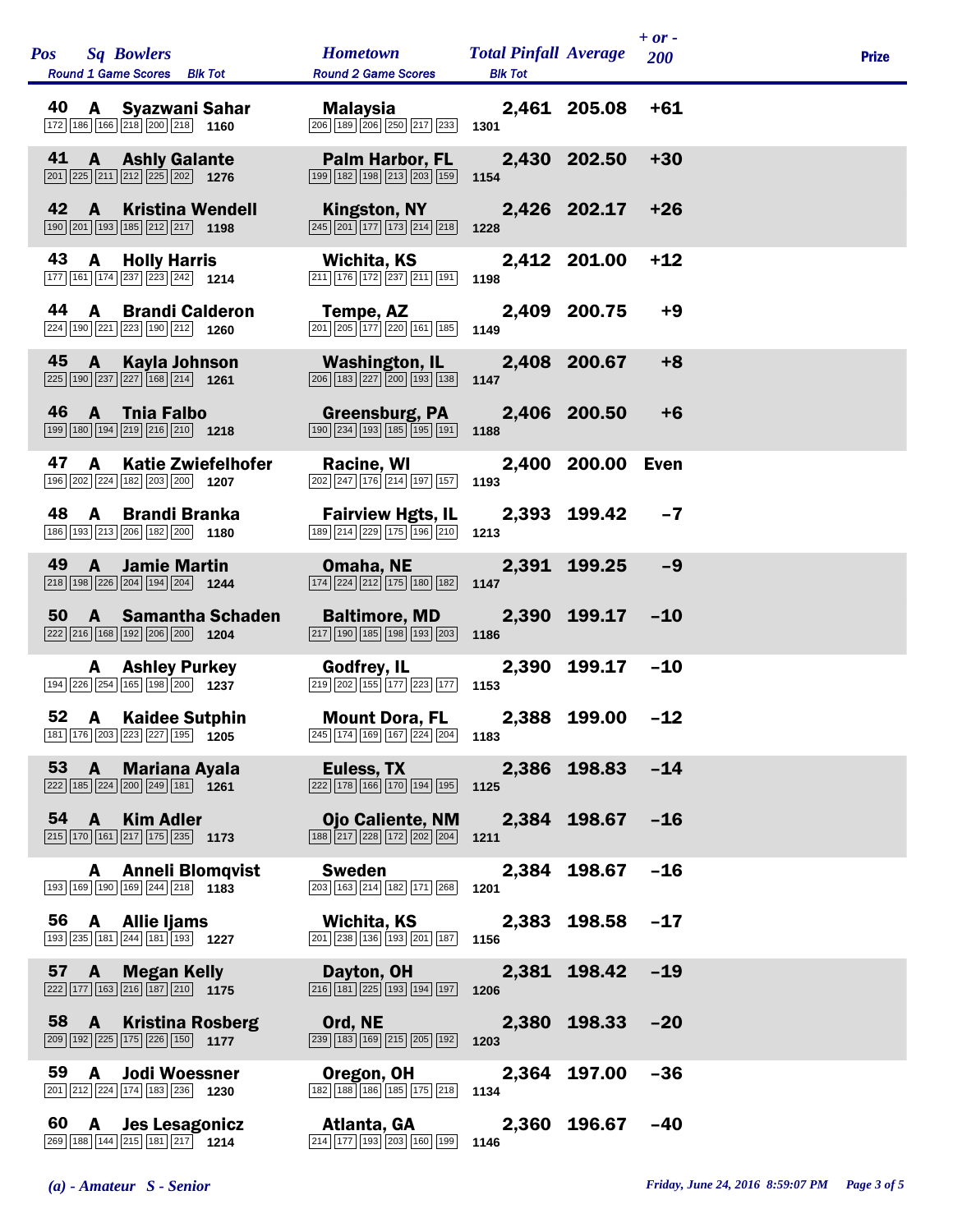| Pos | Sq | Bowlers | Round 1 Game Scores | Blk Tot | Hometown | Round 2 Game Scores | Blk Tot | Total Pinfall | Average | + or - 200 | Prize |
|---|---|---|---|---|---|---|---|---|---|---|---|
| 40 | A | Syazwani Sahar | 172 186 166 218 200 218 | 1160 | Malaysia | 206 189 206 250 217 233 | 1301 | 2,461 | 205.08 | +61 | |
| 41 | A | Ashly Galante | 201 225 211 212 225 202 | 1276 | Palm Harbor, FL | 199 182 198 213 203 159 | 1154 | 2,430 | 202.50 | +30 | |
| 42 | A | Kristina Wendell | 190 201 193 185 212 217 | 1198 | Kingston, NY | 245 201 177 173 214 218 | 1228 | 2,426 | 202.17 | +26 | |
| 43 | A | Holly Harris | 177 161 174 237 223 242 | 1214 | Wichita, KS | 211 176 172 237 211 191 | 1198 | 2,412 | 201.00 | +12 | |
| 44 | A | Brandi Calderon | 224 190 221 223 190 212 | 1260 | Tempe, AZ | 201 205 177 220 161 185 | 1149 | 2,409 | 200.75 | +9 | |
| 45 | A | Kayla Johnson | 225 190 237 227 168 214 | 1261 | Washington, IL | 206 183 227 200 193 138 | 1147 | 2,408 | 200.67 | +8 | |
| 46 | A | Tnia Falbo | 199 180 194 219 216 210 | 1218 | Greensburg, PA | 190 234 193 185 195 191 | 1188 | 2,406 | 200.50 | +6 | |
| 47 | A | Katie Zwiefelhofer | 196 202 224 182 203 200 | 1207 | Racine, WI | 202 247 176 214 197 157 | 1193 | 2,400 | 200.00 | Even | |
| 48 | A | Brandi Branka | 186 193 213 206 182 200 | 1180 | Fairview Hgts, IL | 189 214 229 175 196 210 | 1213 | 2,393 | 199.42 | -7 | |
| 49 | A | Jamie Martin | 218 198 226 204 194 204 | 1244 | Omaha, NE | 174 224 212 175 180 182 | 1147 | 2,391 | 199.25 | -9 | |
| 50 | A | Samantha Schaden | 222 216 168 192 206 200 | 1204 | Baltimore, MD | 217 190 185 198 193 203 | 1186 | 2,390 | 199.17 | -10 | |
| | A | Ashley Purkey | 194 226 254 165 198 200 | 1237 | Godfrey, IL | 219 202 155 177 223 177 | 1153 | 2,390 | 199.17 | -10 | |
| 52 | A | Kaidee Sutphin | 181 176 203 223 227 195 | 1205 | Mount Dora, FL | 245 174 169 167 224 204 | 1183 | 2,388 | 199.00 | -12 | |
| 53 | A | Mariana Ayala | 222 185 224 200 249 181 | 1261 | Euless, TX | 222 178 166 170 194 195 | 1125 | 2,386 | 198.83 | -14 | |
| 54 | A | Kim Adler | 215 170 161 217 175 235 | 1173 | Ojo Caliente, NM | 188 217 228 172 202 204 | 1211 | 2,384 | 198.67 | -16 | |
| | A | Anneli Blomqvist | 193 169 190 169 244 218 | 1183 | Sweden | 203 163 214 182 171 268 | 1201 | 2,384 | 198.67 | -16 | |
| 56 | A | Allie Ijams | 193 235 181 244 181 193 | 1227 | Wichita, KS | 201 238 136 193 201 187 | 1156 | 2,383 | 198.58 | -17 | |
| 57 | A | Megan Kelly | 222 177 163 216 187 210 | 1175 | Dayton, OH | 216 181 225 193 194 197 | 1206 | 2,381 | 198.42 | -19 | |
| 58 | A | Kristina Rosberg | 209 192 225 175 226 150 | 1177 | Ord, NE | 239 183 169 215 205 192 | 1203 | 2,380 | 198.33 | -20 | |
| 59 | A | Jodi Woessner | 201 212 224 174 183 236 | 1230 | Oregon, OH | 182 188 186 185 175 218 | 1134 | 2,364 | 197.00 | -36 | |
| 60 | A | Jes Lesagonicz | 269 188 144 215 181 217 | 1214 | Atlanta, GA | 214 177 193 203 160 199 | 1146 | 2,360 | 196.67 | -40 | |

*(a) - Amateur S - Senior*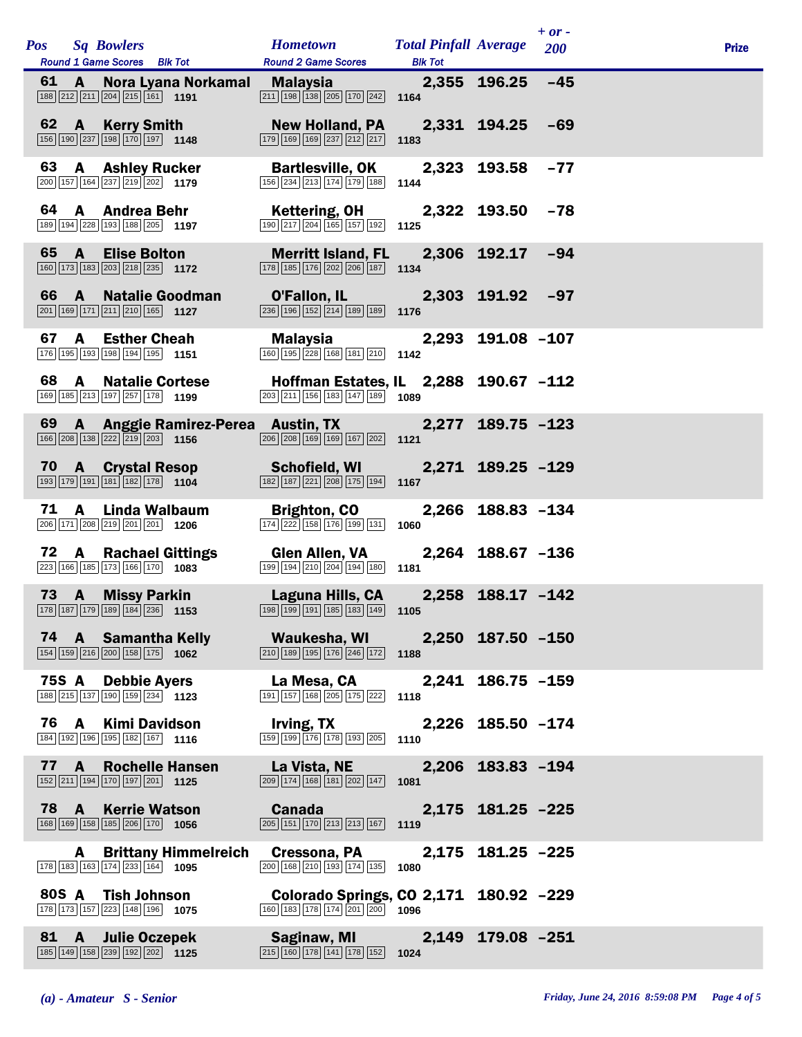| Pos | Sq | Bowlers | Round 1 Game Scores | Blk Tot | Hometown | Round 2 Game Scores | Blk Tot | Total Pinfall | Average | + or - 200 | Prize |
|---|---|---|---|---|---|---|---|---|---|---|---|
| 61 | A | Nora Lyana Norkamal | 188 212 211 204 215 161 | 1191 | Malaysia | 211 198 138 205 170 242 | 1164 | 2,355 | 196.25 | -45 | |
| 62 | A | Kerry Smith | 156 190 237 198 170 197 | 1148 | New Holland, PA | 179 169 169 237 212 217 | 1183 | 2,331 | 194.25 | -69 | |
| 63 | A | Ashley Rucker | 200 157 164 237 219 202 | 1179 | Bartlesville, OK | 156 234 213 174 179 188 | 1144 | 2,323 | 193.58 | -77 | |
| 64 | A | Andrea Behr | 189 194 228 193 188 205 | 1197 | Kettering, OH | 190 217 204 165 157 192 | 1125 | 2,322 | 193.50 | -78 | |
| 65 | A | Elise Bolton | 160 173 183 203 218 235 | 1172 | Merritt Island, FL | 178 185 176 202 206 187 | 1134 | 2,306 | 192.17 | -94 | |
| 66 | A | Natalie Goodman | 201 169 171 211 210 165 | 1127 | O'Fallon, IL | 236 196 152 214 189 189 | 1176 | 2,303 | 191.92 | -97 | |
| 67 | A | Esther Cheah | 176 195 193 198 194 195 | 1151 | Malaysia | 160 195 228 168 181 210 | 1142 | 2,293 | 191.08 | -107 | |
| 68 | A | Natalie Cortese | 169 185 213 197 257 178 | 1199 | Hoffman Estates, IL | 203 211 156 183 147 189 | 1089 | 2,288 | 190.67 | -112 | |
| 69 | A | Anggie Ramirez-Perea | 166 208 138 222 219 203 | 1156 | Austin, TX | 206 208 169 169 167 202 | 1121 | 2,277 | 189.75 | -123 | |
| 70 | A | Crystal Resop | 193 179 191 181 182 178 | 1104 | Schofield, WI | 182 187 221 208 175 194 | 1167 | 2,271 | 189.25 | -129 | |
| 71 | A | Linda Walbaum | 206 171 208 219 201 201 | 1206 | Brighton, CO | 174 222 158 176 199 131 | 1060 | 2,266 | 188.83 | -134 | |
| 72 | A | Rachael Gittings | 223 166 185 173 166 170 | 1083 | Glen Allen, VA | 199 194 210 204 194 180 | 1181 | 2,264 | 188.67 | -136 | |
| 73 | A | Missy Parkin | 178 187 179 189 184 236 | 1153 | Laguna Hills, CA | 198 199 191 185 183 149 | 1105 | 2,258 | 188.17 | -142 | |
| 74 | A | Samantha Kelly | 154 159 216 200 158 175 | 1062 | Waukesha, WI | 210 189 195 176 246 172 | 1188 | 2,250 | 187.50 | -150 | |
| 75S | A | Debbie Ayers | 188 215 137 190 159 234 | 1123 | La Mesa, CA | 191 157 168 205 175 222 | 1118 | 2,241 | 186.75 | -159 | |
| 76 | A | Kimi Davidson | 184 192 196 195 182 167 | 1116 | Irving, TX | 159 199 176 178 193 205 | 1110 | 2,226 | 185.50 | -174 | |
| 77 | A | Rochelle Hansen | 152 211 194 170 197 201 | 1125 | La Vista, NE | 209 174 168 181 202 147 | 1081 | 2,206 | 183.83 | -194 | |
| 78 | A | Kerrie Watson | 168 169 158 185 206 170 | 1056 | Canada | 205 151 170 213 213 167 | 1119 | 2,175 | 181.25 | -225 | |
| | A | Brittany Himmelreich | 178 183 163 174 233 164 | 1095 | Cressona, PA | 200 168 210 193 174 135 | 1080 | 2,175 | 181.25 | -225 | |
| 80S | A | Tish Johnson | 178 173 157 223 148 196 | 1075 | Colorado Springs, CO | 160 183 178 174 201 200 | 1096 | 2,171 | 180.92 | -229 | |
| 81 | A | Julie Oczepek | 185 149 158 239 192 202 | 1125 | Saginaw, MI | 215 160 178 141 178 152 | 1024 | 2,149 | 179.08 | -251 | |

*(a) - Amateur  S - Senior*

*Friday, June 24, 2016 8:59:08 PM*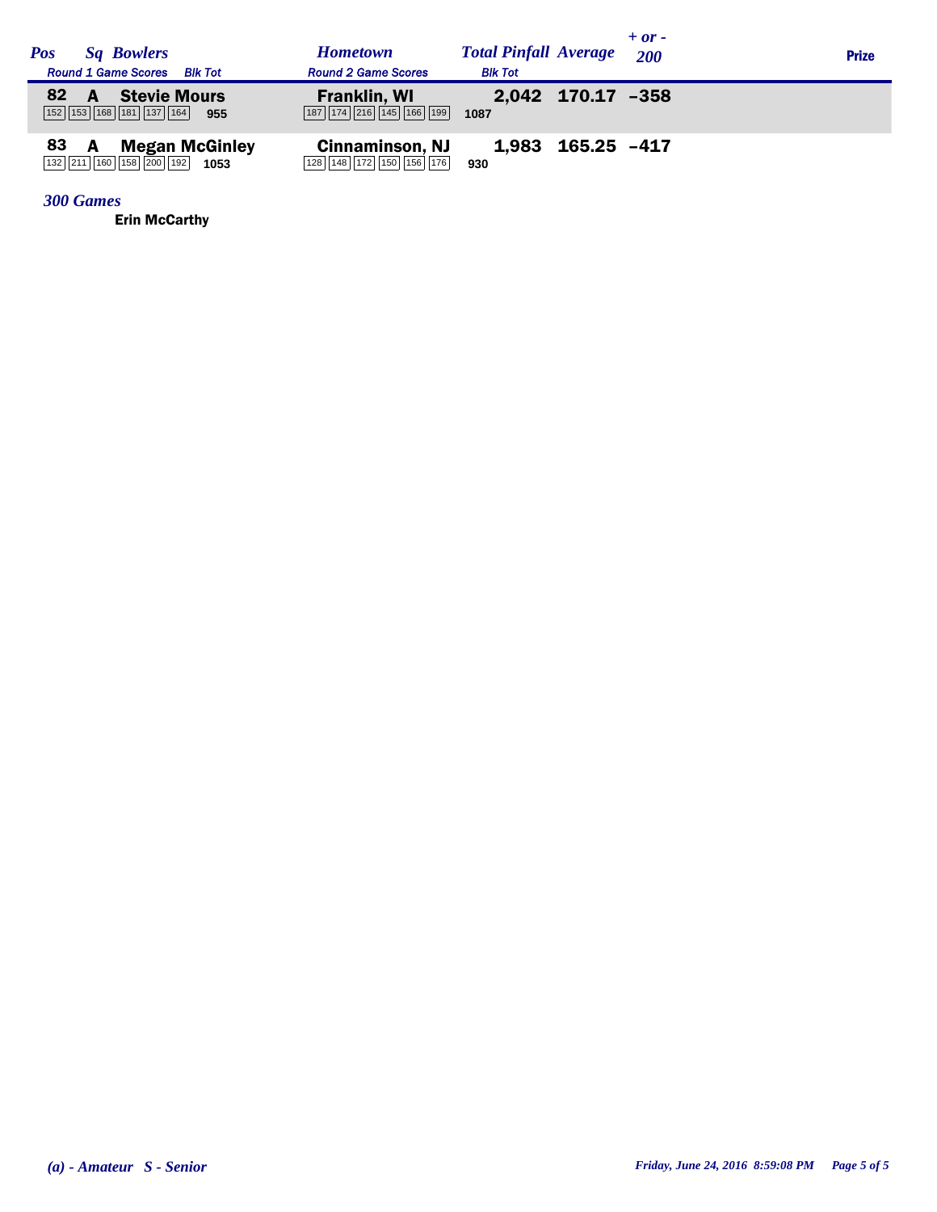| Pos | Sq | Bowlers | Hometown | Total Pinfall | Average | + or - 200 | Prize |
|---|---|---|---|---|---|---|---|
| | | Round 1 Game Scores / Blk Tot | Round 2 Game Scores / Blk Tot | | | | |
| 82 | A | **Stevie Mours** | **Franklin, WI** | 2,042 | 170.17 | -358 | |
| | | 152 153 168 181 137 164 — 955 | 187 174 216 145 166 199 — 1087 | | | | |
| 83 | A | **Megan McGinley** | **Cinnaminson, NJ** | 1,983 | 165.25 | -417 | |
| | | 132 211 160 158 200 192 — 1053 | 128 148 172 150 156 176 — 930 | | | | |

*300 Games*

**Erin McCarthy**

*(a) - Amateur S - Senior*

*Friday, June 24, 2016 8:59:08 PM*